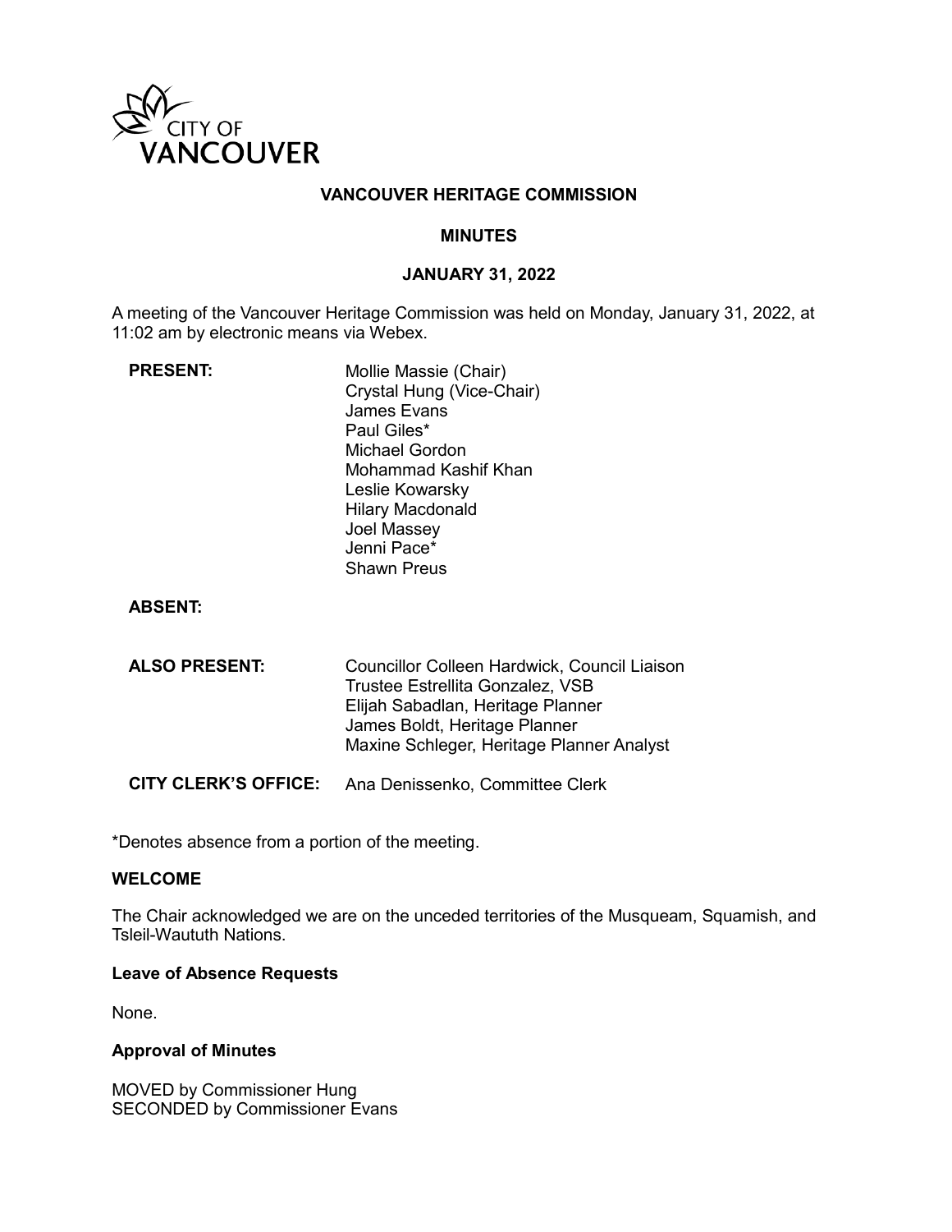CITY OF VANCOUVER

**VANCOUVER HERITAGE COMMISSION**

**MINUTES**

**JANUARY 31, 2022**

A meeting of the Vancouver Heritage Commission was held on Monday, January 31, 2022, at 11:02 am by electronic means via Webex.

| | |
|---|---|
| **PRESENT:** | Mollie Massie (Chair)<br>Crystal Hung (Vice-Chair)<br>James Evans<br>Paul Giles*<br>Michael Gordon<br>Mohammad Kashif Khan<br>Leslie Kowarsky<br>Hilary Macdonald<br>Joel Massey<br>Jenni Pace*<br>Shawn Preus |
| **ABSENT:** | |
| **ALSO PRESENT:** | Councillor Colleen Hardwick, Council Liaison<br>Trustee Estrellita Gonzalez, VSB<br>Elijah Sabadlan, Heritage Planner<br>James Boldt, Heritage Planner<br>Maxine Schleger, Heritage Planner Analyst |
| **CITY CLERK'S OFFICE:** | Ana Denissenko, Committee Clerk |

*Denotes absence from a portion of the meeting.

### WELCOME

The Chair acknowledged we are on the unceded territories of the Musqueam, Squamish, and Tsleil-Waututh Nations.

### Leave of Absence Requests

None.

### Approval of Minutes

MOVED by Commissioner Hung
SECONDED by Commissioner Evans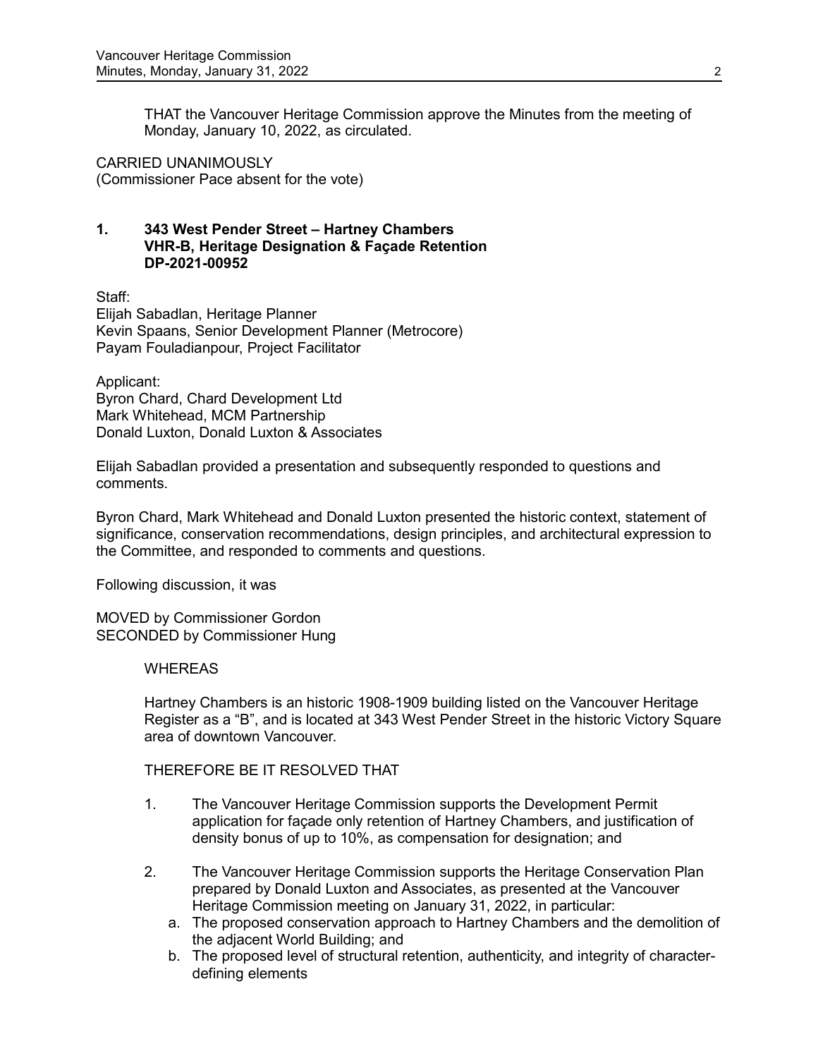THAT the Vancouver Heritage Commission approve the Minutes from the meeting of Monday, January 10, 2022, as circulated.

CARRIED UNANIMOUSLY
(Commissioner Pace absent for the vote)

## 1. 343 West Pender Street – Hartney Chambers VHR-B, Heritage Designation & Façade Retention DP-2021-00952

Staff:
Elijah Sabadlan, Heritage Planner
Kevin Spaans, Senior Development Planner (Metrocore)
Payam Fouladianpour, Project Facilitator

Applicant:
Byron Chard, Chard Development Ltd
Mark Whitehead, MCM Partnership
Donald Luxton, Donald Luxton & Associates

Elijah Sabadlan provided a presentation and subsequently responded to questions and comments.

Byron Chard, Mark Whitehead and Donald Luxton presented the historic context, statement of significance, conservation recommendations, design principles, and architectural expression to the Committee, and responded to comments and questions.

Following discussion, it was

MOVED by Commissioner Gordon
SECONDED by Commissioner Hung

WHEREAS

Hartney Chambers is an historic 1908-1909 building listed on the Vancouver Heritage Register as a "B", and is located at 343 West Pender Street in the historic Victory Square area of downtown Vancouver.

THEREFORE BE IT RESOLVED THAT

1. The Vancouver Heritage Commission supports the Development Permit application for façade only retention of Hartney Chambers, and justification of density bonus of up to 10%, as compensation for designation; and

2. The Vancouver Heritage Commission supports the Heritage Conservation Plan prepared by Donald Luxton and Associates, as presented at the Vancouver Heritage Commission meeting on January 31, 2022, in particular:
   a. The proposed conservation approach to Hartney Chambers and the demolition of the adjacent World Building; and
   b. The proposed level of structural retention, authenticity, and integrity of character-defining elements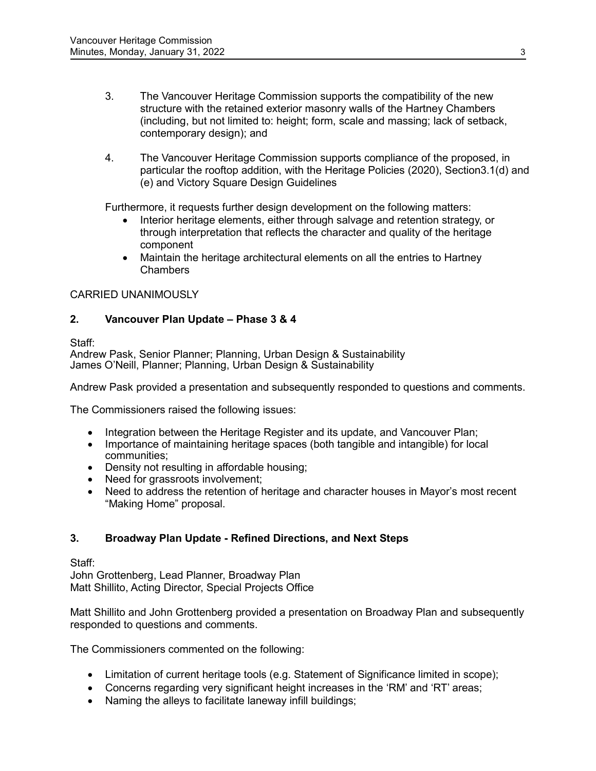3. The Vancouver Heritage Commission supports the compatibility of the new structure with the retained exterior masonry walls of the Hartney Chambers (including, but not limited to: height; form, scale and massing; lack of setback, contemporary design); and

4. The Vancouver Heritage Commission supports compliance of the proposed, in particular the rooftop addition, with the Heritage Policies (2020), Section3.1(d) and (e) and Victory Square Design Guidelines

Furthermore, it requests further design development on the following matters:

- Interior heritage elements, either through salvage and retention strategy, or through interpretation that reflects the character and quality of the heritage component
- Maintain the heritage architectural elements on all the entries to Hartney Chambers

CARRIED UNANIMOUSLY

## 2. Vancouver Plan Update – Phase 3 & 4

Staff:
Andrew Pask, Senior Planner; Planning, Urban Design & Sustainability
James O'Neill, Planner; Planning, Urban Design & Sustainability

Andrew Pask provided a presentation and subsequently responded to questions and comments.

The Commissioners raised the following issues:

- Integration between the Heritage Register and its update, and Vancouver Plan;
- Importance of maintaining heritage spaces (both tangible and intangible) for local communities;
- Density not resulting in affordable housing;
- Need for grassroots involvement;
- Need to address the retention of heritage and character houses in Mayor's most recent "Making Home" proposal.

## 3. Broadway Plan Update - Refined Directions, and Next Steps

Staff:
John Grottenberg, Lead Planner, Broadway Plan
Matt Shillito, Acting Director, Special Projects Office

Matt Shillito and John Grottenberg provided a presentation on Broadway Plan and subsequently responded to questions and comments.

The Commissioners commented on the following:

- Limitation of current heritage tools (e.g. Statement of Significance limited in scope);
- Concerns regarding very significant height increases in the 'RM' and 'RT' areas;
- Naming the alleys to facilitate laneway infill buildings;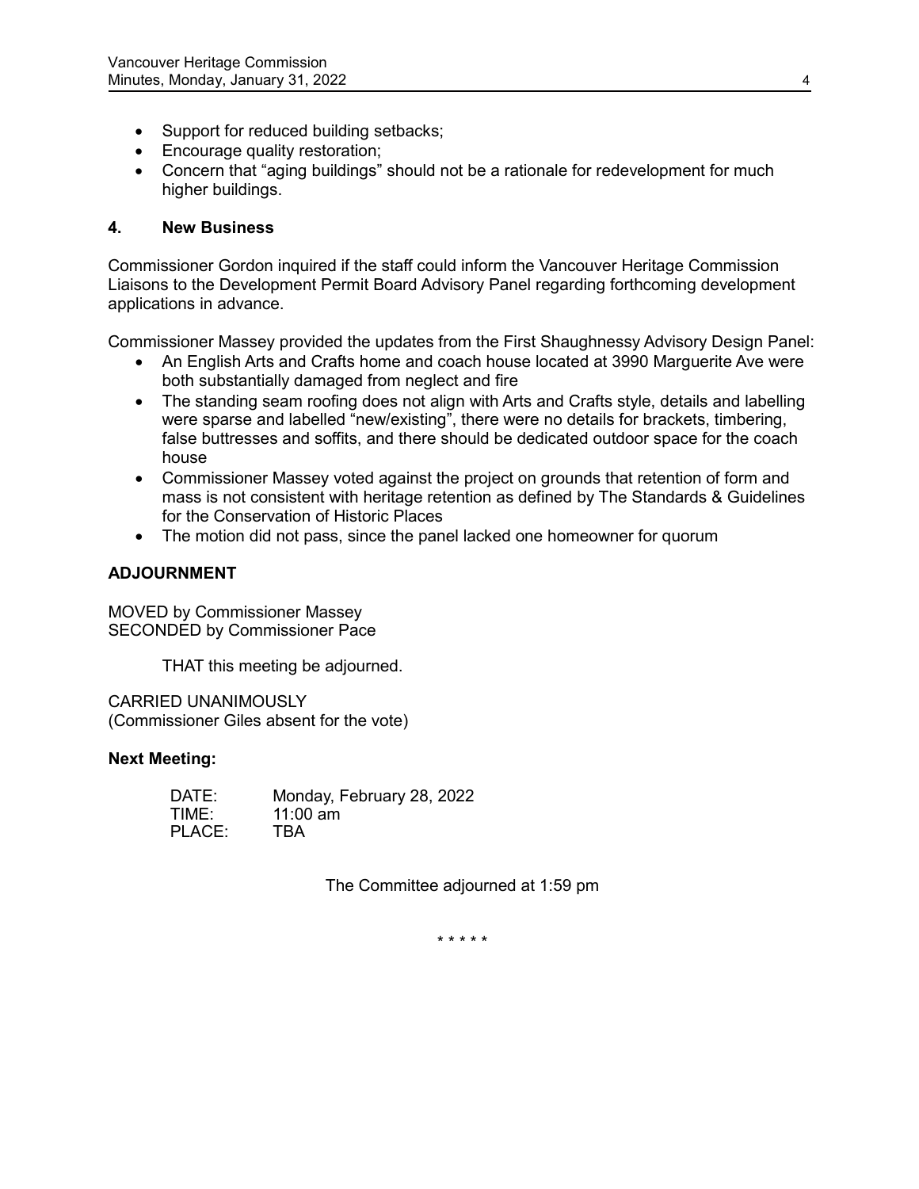- Support for reduced building setbacks;
- Encourage quality restoration;
- Concern that "aging buildings" should not be a rationale for redevelopment for much higher buildings.

### 4. New Business

Commissioner Gordon inquired if the staff could inform the Vancouver Heritage Commission Liaisons to the Development Permit Board Advisory Panel regarding forthcoming development applications in advance.

Commissioner Massey provided the updates from the First Shaughnessy Advisory Design Panel:

- An English Arts and Crafts home and coach house located at 3990 Marguerite Ave were both substantially damaged from neglect and fire
- The standing seam roofing does not align with Arts and Crafts style, details and labelling were sparse and labelled "new/existing", there were no details for brackets, timbering, false buttresses and soffits, and there should be dedicated outdoor space for the coach house
- Commissioner Massey voted against the project on grounds that retention of form and mass is not consistent with heritage retention as defined by The Standards & Guidelines for the Conservation of Historic Places
- The motion did not pass, since the panel lacked one homeowner for quorum

### ADJOURNMENT

MOVED by Commissioner Massey
SECONDED by Commissioner Pace

THAT this meeting be adjourned.

CARRIED UNANIMOUSLY
(Commissioner Giles absent for the vote)

**Next Meeting:**

DATE: Monday, February 28, 2022
TIME: 11:00 am
PLACE: TBA

The Committee adjourned at 1:59 pm

\* \* \* \* \*